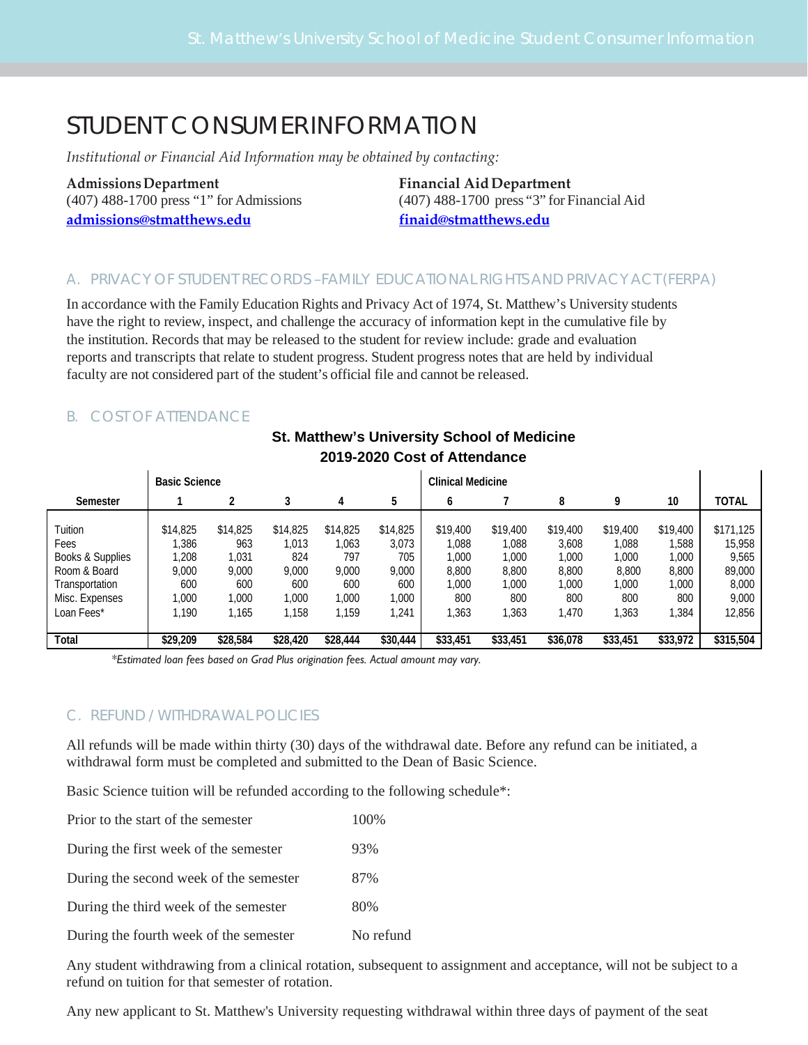# STUDENT CONSUMER INFORMATION

*Institutional or Financial Aid Information may be obtained by contacting:*

**Admissions Department**
(407) 488-1700 press "1" for Admissions
**admissions@stmatthews.edu**

**Financial Aid Department**
(407) 488-1700 press "3" for Financial Aid
**finaid@stmatthews.edu**

## A. PRIVACY OF STUDENT RECORDS – FAMILY EDUCATIONAL RIGHTS AND PRIVACY ACT (FERPA)

In accordance with the Family Education Rights and Privacy Act of 1974, St. Matthew's University students have the right to review, inspect, and challenge the accuracy of information kept in the cumulative file by the institution. Records that may be released to the student for review include: grade and evaluation reports and transcripts that relate to student progress. Student progress notes that are held by individual faculty are not considered part of the student's official file and cannot be released.

## B. COST OF ATTENDANCE

**St. Matthew's University School of Medicine**
**2019-2020 Cost of Attendance**

| | Basic Science | | | | | Clinical Medicine | | | | | |
|---|---|---|---|---|---|---|---|---|---|---|---|
| **Semester** | **1** | **2** | **3** | **4** | **5** | **6** | **7** | **8** | **9** | **10** | **TOTAL** |
| Tuition | $14,825 | $14,825 | $14,825 | $14,825 | $14,825 | $19,400 | $19,400 | $19,400 | $19,400 | $19,400 | $171,125 |
| Fees | 1,386 | 963 | 1,013 | 1,063 | 3,073 | 1,088 | 1,088 | 3,608 | 1,088 | 1,588 | 15,958 |
| Books & Supplies | 1,208 | 1,031 | 824 | 797 | 705 | 1,000 | 1,000 | 1,000 | 1,000 | 1,000 | 9,565 |
| Room & Board | 9,000 | 9,000 | 9,000 | 9,000 | 9,000 | 8,800 | 8,800 | 8,800 | 8,800 | 8,800 | 89,000 |
| Transportation | 600 | 600 | 600 | 600 | 600 | 1,000 | 1,000 | 1,000 | 1,000 | 1,000 | 8,000 |
| Misc. Expenses | 1,000 | 1,000 | 1,000 | 1,000 | 1,000 | 800 | 800 | 800 | 800 | 800 | 9,000 |
| Loan Fees* | 1,190 | 1,165 | 1,158 | 1,159 | 1,241 | 1,363 | 1,363 | 1,470 | 1,363 | 1,384 | 12,856 |
| **Total** | **$29,209** | **$28,584** | **$28,420** | **$28,444** | **$30,444** | **$33,451** | **$33,451** | **$36,078** | **$33,451** | **$33,972** | **$315,504** |

*\*Estimated loan fees based on Grad Plus origination fees. Actual amount may vary.*

## C. REFUND / WITHDRAWAL POLICIES

All refunds will be made within thirty (30) days of the withdrawal date. Before any refund can be initiated, a withdrawal form must be completed and submitted to the Dean of Basic Science.

Basic Science tuition will be refunded according to the following schedule*:

| | |
|---|---|
| Prior to the start of the semester | 100% |
| During the first week of the semester | 93% |
| During the second week of the semester | 87% |
| During the third week of the semester | 80% |
| During the fourth week of the semester | No refund |

Any student withdrawing from a clinical rotation, subsequent to assignment and acceptance, will not be subject to a refund on tuition for that semester of rotation.

Any new applicant to St. Matthew's University requesting withdrawal within three days of payment of the seat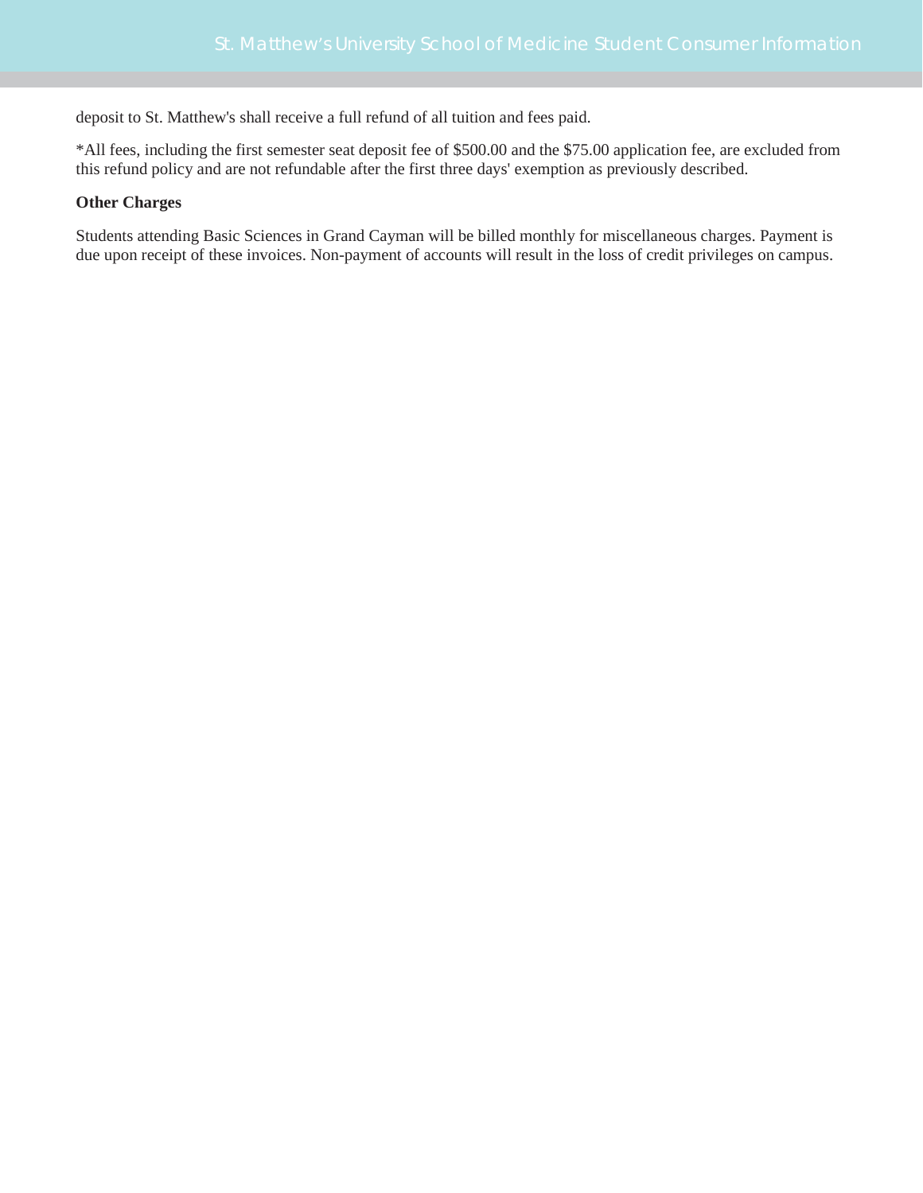deposit to St. Matthew's shall receive a full refund of all tuition and fees paid.

*All fees, including the first semester seat deposit fee of $500.00 and the $75.00 application fee, are excluded from this refund policy and are not refundable after the first three days' exemption as previously described.

**Other Charges**

Students attending Basic Sciences in Grand Cayman will be billed monthly for miscellaneous charges. Payment is due upon receipt of these invoices. Non-payment of accounts will result in the loss of credit privileges on campus.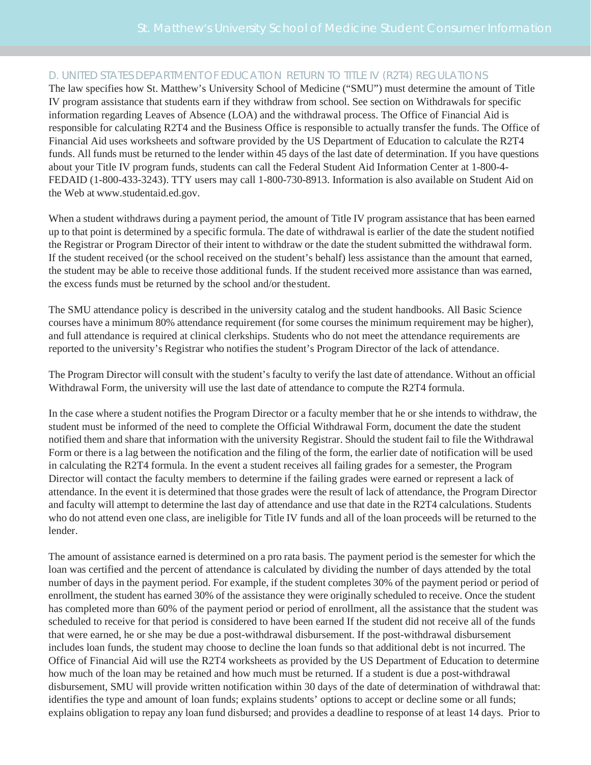## D. UNITED STATES DEPARTMENT OF EDUCATION RETURN TO TITLE IV (R2T4) REGULATIONS

The law specifies how St. Matthew's University School of Medicine ("SMU") must determine the amount of Title IV program assistance that students earn if they withdraw from school. See section on Withdrawals for specific information regarding Leaves of Absence (LOA) and the withdrawal process. The Office of Financial Aid is responsible for calculating R2T4 and the Business Office is responsible to actually transfer the funds. The Office of Financial Aid uses worksheets and software provided by the US Department of Education to calculate the R2T4 funds. All funds must be returned to the lender within 45 days of the last date of determination. If you have questions about your Title IV program funds, students can call the Federal Student Aid Information Center at 1-800-4-FEDAID (1-800-433-3243). TTY users may call 1-800-730-8913. Information is also available on Student Aid on the Web at www.studentaid.ed.gov.

When a student withdraws during a payment period, the amount of Title IV program assistance that has been earned up to that point is determined by a specific formula. The date of withdrawal is earlier of the date the student notified the Registrar or Program Director of their intent to withdraw or the date the student submitted the withdrawal form. If the student received (or the school received on the student's behalf) less assistance than the amount that earned, the student may be able to receive those additional funds. If the student received more assistance than was earned, the excess funds must be returned by the school and/or the student.

The SMU attendance policy is described in the university catalog and the student handbooks. All Basic Science courses have a minimum 80% attendance requirement (for some courses the minimum requirement may be higher), and full attendance is required at clinical clerkships. Students who do not meet the attendance requirements are reported to the university's Registrar who notifies the student's Program Director of the lack of attendance.

The Program Director will consult with the student's faculty to verify the last date of attendance. Without an official Withdrawal Form, the university will use the last date of attendance to compute the R2T4 formula.

In the case where a student notifies the Program Director or a faculty member that he or she intends to withdraw, the student must be informed of the need to complete the Official Withdrawal Form, document the date the student notified them and share that information with the university Registrar. Should the student fail to file the Withdrawal Form or there is a lag between the notification and the filing of the form, the earlier date of notification will be used in calculating the R2T4 formula. In the event a student receives all failing grades for a semester, the Program Director will contact the faculty members to determine if the failing grades were earned or represent a lack of attendance. In the event it is determined that those grades were the result of lack of attendance, the Program Director and faculty will attempt to determine the last day of attendance and use that date in the R2T4 calculations. Students who do not attend even one class, are ineligible for Title IV funds and all of the loan proceeds will be returned to the lender.

The amount of assistance earned is determined on a pro rata basis. The payment period is the semester for which the loan was certified and the percent of attendance is calculated by dividing the number of days attended by the total number of days in the payment period. For example, if the student completes 30% of the payment period or period of enrollment, the student has earned 30% of the assistance they were originally scheduled to receive. Once the student has completed more than 60% of the payment period or period of enrollment, all the assistance that the student was scheduled to receive for that period is considered to have been earned If the student did not receive all of the funds that were earned, he or she may be due a post-withdrawal disbursement. If the post-withdrawal disbursement includes loan funds, the student may choose to decline the loan funds so that additional debt is not incurred. The Office of Financial Aid will use the R2T4 worksheets as provided by the US Department of Education to determine how much of the loan may be retained and how much must be returned. If a student is due a post-withdrawal disbursement, SMU will provide written notification within 30 days of the date of determination of withdrawal that: identifies the type and amount of loan funds; explains students' options to accept or decline some or all funds; explains obligation to repay any loan fund disbursed; and provides a deadline to response of at least 14 days. Prior to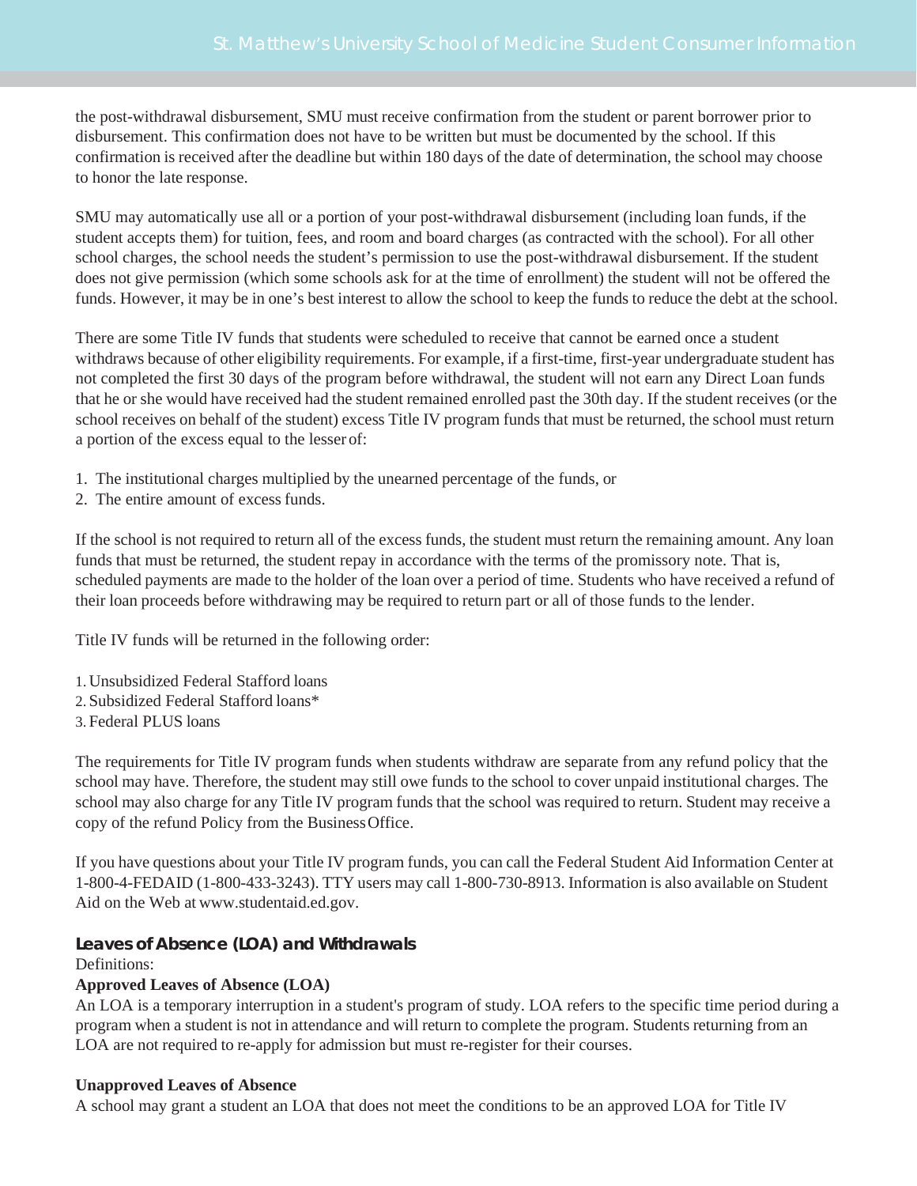the post-withdrawal disbursement, SMU must receive confirmation from the student or parent borrower prior to disbursement. This confirmation does not have to be written but must be documented by the school. If this confirmation is received after the deadline but within 180 days of the date of determination, the school may choose to honor the late response.

SMU may automatically use all or a portion of your post-withdrawal disbursement (including loan funds, if the student accepts them) for tuition, fees, and room and board charges (as contracted with the school). For all other school charges, the school needs the student's permission to use the post-withdrawal disbursement. If the student does not give permission (which some schools ask for at the time of enrollment) the student will not be offered the funds. However, it may be in one's best interest to allow the school to keep the funds to reduce the debt at the school.

There are some Title IV funds that students were scheduled to receive that cannot be earned once a student withdraws because of other eligibility requirements. For example, if a first-time, first-year undergraduate student has not completed the first 30 days of the program before withdrawal, the student will not earn any Direct Loan funds that he or she would have received had the student remained enrolled past the 30th day. If the student receives (or the school receives on behalf of the student) excess Title IV program funds that must be returned, the school must return a portion of the excess equal to the lesser of:

1. The institutional charges multiplied by the unearned percentage of the funds, or
2. The entire amount of excess funds.

If the school is not required to return all of the excess funds, the student must return the remaining amount. Any loan funds that must be returned, the student repay in accordance with the terms of the promissory note. That is, scheduled payments are made to the holder of the loan over a period of time. Students who have received a refund of their loan proceeds before withdrawing may be required to return part or all of those funds to the lender.

Title IV funds will be returned in the following order:

1. Unsubsidized Federal Stafford loans
2. Subsidized Federal Stafford loans*
3. Federal PLUS loans

The requirements for Title IV program funds when students withdraw are separate from any refund policy that the school may have. Therefore, the student may still owe funds to the school to cover unpaid institutional charges. The school may also charge for any Title IV program funds that the school was required to return. Student may receive a copy of the refund Policy from the Business Office.

If you have questions about your Title IV program funds, you can call the Federal Student Aid Information Center at 1-800-4-FEDAID (1-800-433-3243). TTY users may call 1-800-730-8913. Information is also available on Student Aid on the Web at www.studentaid.ed.gov.

### Leaves of Absence (LOA) and Withdrawals

Definitions:

**Approved Leaves of Absence (LOA)**

An LOA is a temporary interruption in a student's program of study. LOA refers to the specific time period during a program when a student is not in attendance and will return to complete the program. Students returning from an LOA are not required to re-apply for admission but must re-register for their courses.

**Unapproved Leaves of Absence**

A school may grant a student an LOA that does not meet the conditions to be an approved LOA for Title IV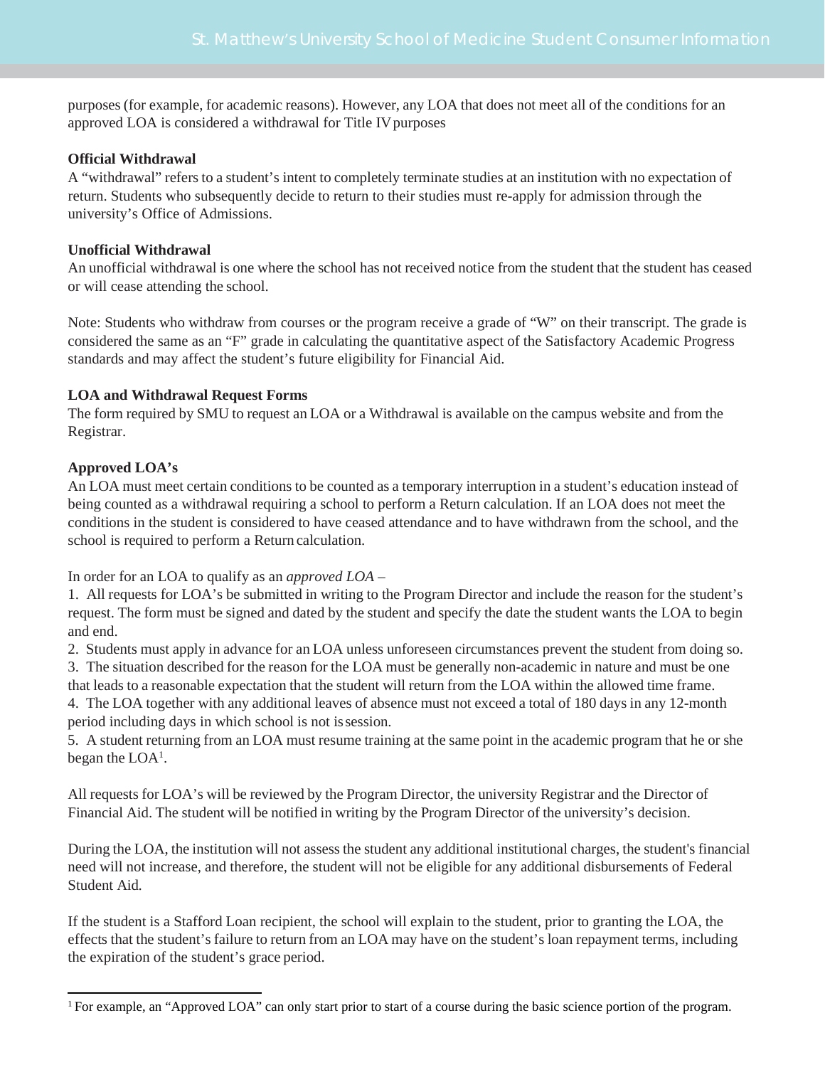purposes (for example, for academic reasons). However, any LOA that does not meet all of the conditions for an approved LOA is considered a withdrawal for Title IV purposes

**Official Withdrawal**

A "withdrawal" refers to a student's intent to completely terminate studies at an institution with no expectation of return. Students who subsequently decide to return to their studies must re-apply for admission through the university's Office of Admissions.

**Unofficial Withdrawal**

An unofficial withdrawal is one where the school has not received notice from the student that the student has ceased or will cease attending the school.

Note: Students who withdraw from courses or the program receive a grade of "W" on their transcript. The grade is considered the same as an "F" grade in calculating the quantitative aspect of the Satisfactory Academic Progress standards and may affect the student's future eligibility for Financial Aid.

**LOA and Withdrawal Request Forms**

The form required by SMU to request an LOA or a Withdrawal is available on the campus website and from the Registrar.

**Approved LOA's**

An LOA must meet certain conditions to be counted as a temporary interruption in a student's education instead of being counted as a withdrawal requiring a school to perform a Return calculation. If an LOA does not meet the conditions in the student is considered to have ceased attendance and to have withdrawn from the school, and the school is required to perform a Return calculation.

In order for an LOA to qualify as an *approved LOA* –

1. All requests for LOA's be submitted in writing to the Program Director and include the reason for the student's request. The form must be signed and dated by the student and specify the date the student wants the LOA to begin and end.
2. Students must apply in advance for an LOA unless unforeseen circumstances prevent the student from doing so.
3. The situation described for the reason for the LOA must be generally non-academic in nature and must be one that leads to a reasonable expectation that the student will return from the LOA within the allowed time frame.
4. The LOA together with any additional leaves of absence must not exceed a total of 180 days in any 12-month period including days in which school is not in session.
5. A student returning from an LOA must resume training at the same point in the academic program that he or she began the LOA[1].

All requests for LOA's will be reviewed by the Program Director, the university Registrar and the Director of Financial Aid. The student will be notified in writing by the Program Director of the university's decision.

During the LOA, the institution will not assess the student any additional institutional charges, the student's financial need will not increase, and therefore, the student will not be eligible for any additional disbursements of Federal Student Aid.

If the student is a Stafford Loan recipient, the school will explain to the student, prior to granting the LOA, the effects that the student's failure to return from an LOA may have on the student's loan repayment terms, including the expiration of the student's grace period.

---

[1] For example, an "Approved LOA" can only start prior to start of a course during the basic science portion of the program.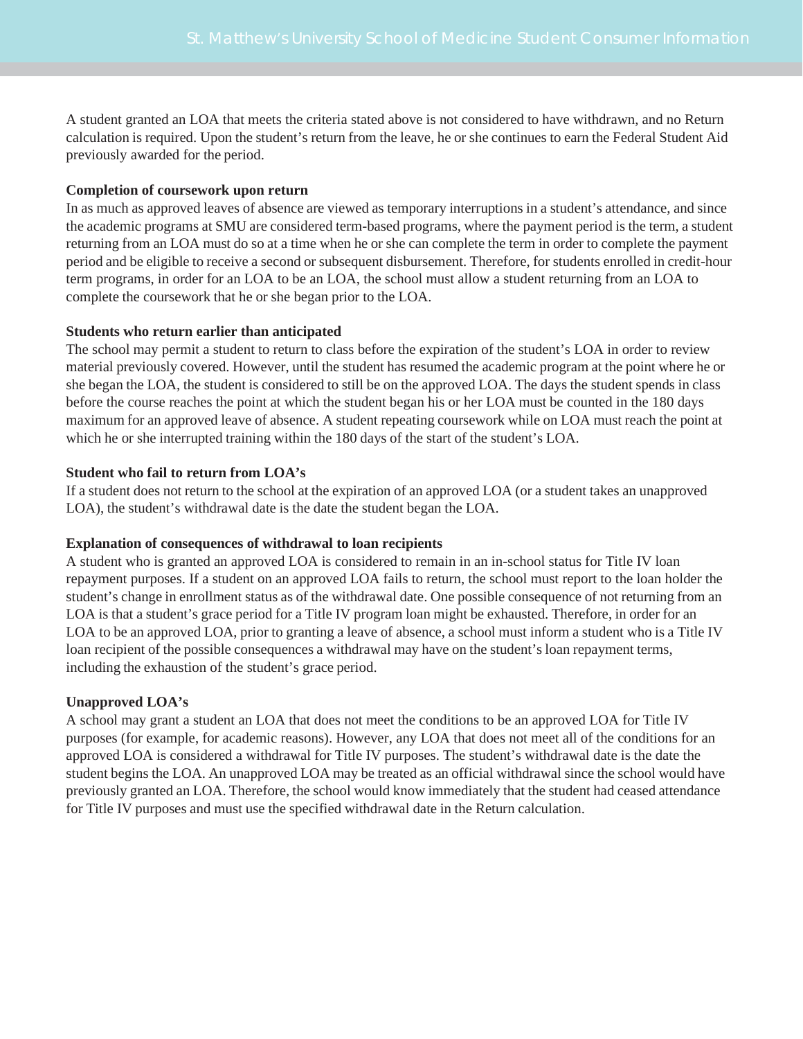A student granted an LOA that meets the criteria stated above is not considered to have withdrawn, and no Return calculation is required. Upon the student's return from the leave, he or she continues to earn the Federal Student Aid previously awarded for the period.

**Completion of coursework upon return**

In as much as approved leaves of absence are viewed as temporary interruptions in a student's attendance, and since the academic programs at SMU are considered term-based programs, where the payment period is the term, a student returning from an LOA must do so at a time when he or she can complete the term in order to complete the payment period and be eligible to receive a second or subsequent disbursement. Therefore, for students enrolled in credit-hour term programs, in order for an LOA to be an LOA, the school must allow a student returning from an LOA to complete the coursework that he or she began prior to the LOA.

**Students who return earlier than anticipated**

The school may permit a student to return to class before the expiration of the student's LOA in order to review material previously covered. However, until the student has resumed the academic program at the point where he or she began the LOA, the student is considered to still be on the approved LOA. The days the student spends in class before the course reaches the point at which the student began his or her LOA must be counted in the 180 days maximum for an approved leave of absence. A student repeating coursework while on LOA must reach the point at which he or she interrupted training within the 180 days of the start of the student's LOA.

**Student who fail to return from LOA's**

If a student does not return to the school at the expiration of an approved LOA (or a student takes an unapproved LOA), the student's withdrawal date is the date the student began the LOA.

**Explanation of consequences of withdrawal to loan recipients**

A student who is granted an approved LOA is considered to remain in an in-school status for Title IV loan repayment purposes. If a student on an approved LOA fails to return, the school must report to the loan holder the student's change in enrollment status as of the withdrawal date. One possible consequence of not returning from an LOA is that a student's grace period for a Title IV program loan might be exhausted. Therefore, in order for an LOA to be an approved LOA, prior to granting a leave of absence, a school must inform a student who is a Title IV loan recipient of the possible consequences a withdrawal may have on the student's loan repayment terms, including the exhaustion of the student's grace period.

**Unapproved LOA's**

A school may grant a student an LOA that does not meet the conditions to be an approved LOA for Title IV purposes (for example, for academic reasons). However, any LOA that does not meet all of the conditions for an approved LOA is considered a withdrawal for Title IV purposes. The student's withdrawal date is the date the student begins the LOA. An unapproved LOA may be treated as an official withdrawal since the school would have previously granted an LOA. Therefore, the school would know immediately that the student had ceased attendance for Title IV purposes and must use the specified withdrawal date in the Return calculation.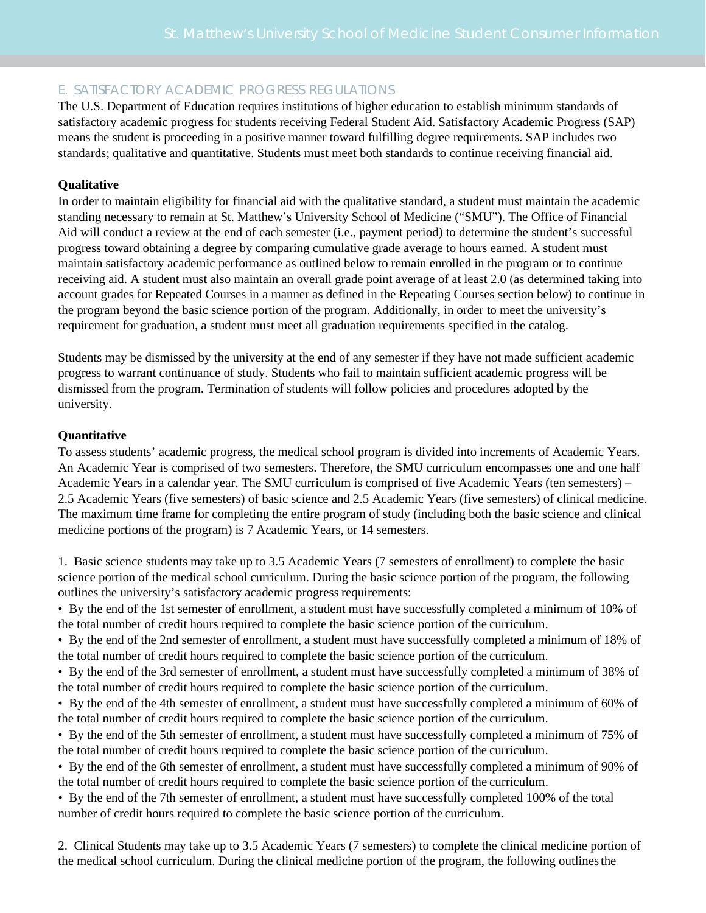## E. SATISFACTORY ACADEMIC PROGRESS REGULATIONS

The U.S. Department of Education requires institutions of higher education to establish minimum standards of satisfactory academic progress for students receiving Federal Student Aid. Satisfactory Academic Progress (SAP) means the student is proceeding in a positive manner toward fulfilling degree requirements. SAP includes two standards; qualitative and quantitative. Students must meet both standards to continue receiving financial aid.

**Qualitative**

In order to maintain eligibility for financial aid with the qualitative standard, a student must maintain the academic standing necessary to remain at St. Matthew's University School of Medicine ("SMU"). The Office of Financial Aid will conduct a review at the end of each semester (i.e., payment period) to determine the student's successful progress toward obtaining a degree by comparing cumulative grade average to hours earned. A student must maintain satisfactory academic performance as outlined below to remain enrolled in the program or to continue receiving aid. A student must also maintain an overall grade point average of at least 2.0 (as determined taking into account grades for Repeated Courses in a manner as defined in the Repeating Courses section below) to continue in the program beyond the basic science portion of the program. Additionally, in order to meet the university's requirement for graduation, a student must meet all graduation requirements specified in the catalog.

Students may be dismissed by the university at the end of any semester if they have not made sufficient academic progress to warrant continuance of study. Students who fail to maintain sufficient academic progress will be dismissed from the program. Termination of students will follow policies and procedures adopted by the university.

**Quantitative**

To assess students' academic progress, the medical school program is divided into increments of Academic Years. An Academic Year is comprised of two semesters. Therefore, the SMU curriculum encompasses one and one half Academic Years in a calendar year. The SMU curriculum is comprised of five Academic Years (ten semesters) – 2.5 Academic Years (five semesters) of basic science and 2.5 Academic Years (five semesters) of clinical medicine. The maximum time frame for completing the entire program of study (including both the basic science and clinical medicine portions of the program) is 7 Academic Years, or 14 semesters.

1. Basic science students may take up to 3.5 Academic Years (7 semesters of enrollment) to complete the basic science portion of the medical school curriculum. During the basic science portion of the program, the following outlines the university's satisfactory academic progress requirements:

- By the end of the 1st semester of enrollment, a student must have successfully completed a minimum of 10% of the total number of credit hours required to complete the basic science portion of the curriculum.
- By the end of the 2nd semester of enrollment, a student must have successfully completed a minimum of 18% of the total number of credit hours required to complete the basic science portion of the curriculum.
- By the end of the 3rd semester of enrollment, a student must have successfully completed a minimum of 38% of the total number of credit hours required to complete the basic science portion of the curriculum.
- By the end of the 4th semester of enrollment, a student must have successfully completed a minimum of 60% of the total number of credit hours required to complete the basic science portion of the curriculum.
- By the end of the 5th semester of enrollment, a student must have successfully completed a minimum of 75% of the total number of credit hours required to complete the basic science portion of the curriculum.
- By the end of the 6th semester of enrollment, a student must have successfully completed a minimum of 90% of the total number of credit hours required to complete the basic science portion of the curriculum.
- By the end of the 7th semester of enrollment, a student must have successfully completed 100% of the total number of credit hours required to complete the basic science portion of the curriculum.

2. Clinical Students may take up to 3.5 Academic Years (7 semesters) to complete the clinical medicine portion of the medical school curriculum. During the clinical medicine portion of the program, the following outlines the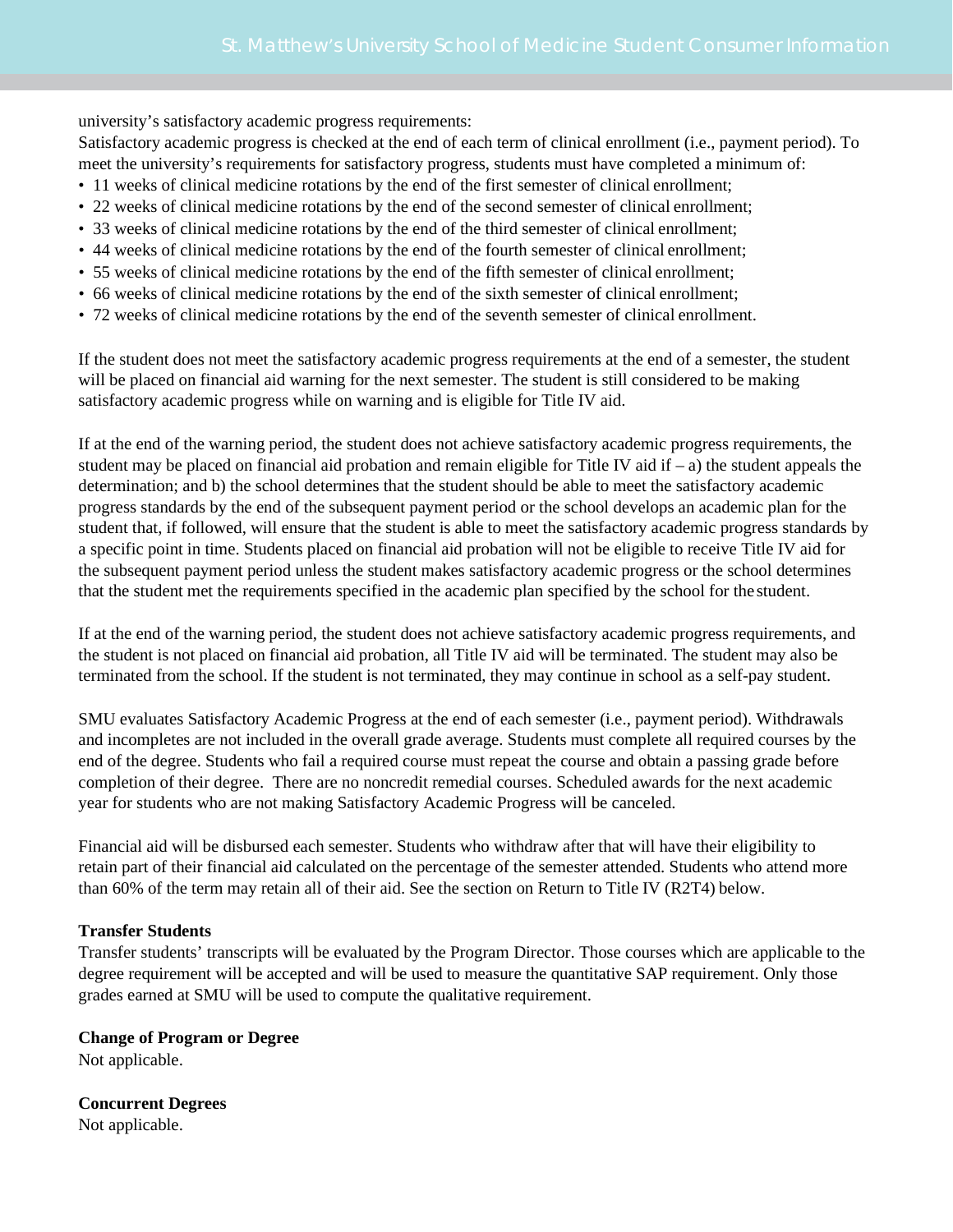university's satisfactory academic progress requirements:

Satisfactory academic progress is checked at the end of each term of clinical enrollment (i.e., payment period). To meet the university's requirements for satisfactory progress, students must have completed a minimum of:

- 11 weeks of clinical medicine rotations by the end of the first semester of clinical enrollment;
- 22 weeks of clinical medicine rotations by the end of the second semester of clinical enrollment;
- 33 weeks of clinical medicine rotations by the end of the third semester of clinical enrollment;
- 44 weeks of clinical medicine rotations by the end of the fourth semester of clinical enrollment;
- 55 weeks of clinical medicine rotations by the end of the fifth semester of clinical enrollment;
- 66 weeks of clinical medicine rotations by the end of the sixth semester of clinical enrollment;
- 72 weeks of clinical medicine rotations by the end of the seventh semester of clinical enrollment.

If the student does not meet the satisfactory academic progress requirements at the end of a semester, the student will be placed on financial aid warning for the next semester. The student is still considered to be making satisfactory academic progress while on warning and is eligible for Title IV aid.

If at the end of the warning period, the student does not achieve satisfactory academic progress requirements, the student may be placed on financial aid probation and remain eligible for Title IV aid if – a) the student appeals the determination; and b) the school determines that the student should be able to meet the satisfactory academic progress standards by the end of the subsequent payment period or the school develops an academic plan for the student that, if followed, will ensure that the student is able to meet the satisfactory academic progress standards by a specific point in time. Students placed on financial aid probation will not be eligible to receive Title IV aid for the subsequent payment period unless the student makes satisfactory academic progress or the school determines that the student met the requirements specified in the academic plan specified by the school for the student.

If at the end of the warning period, the student does not achieve satisfactory academic progress requirements, and the student is not placed on financial aid probation, all Title IV aid will be terminated. The student may also be terminated from the school. If the student is not terminated, they may continue in school as a self-pay student.

SMU evaluates Satisfactory Academic Progress at the end of each semester (i.e., payment period). Withdrawals and incompletes are not included in the overall grade average. Students must complete all required courses by the end of the degree. Students who fail a required course must repeat the course and obtain a passing grade before completion of their degree. There are no noncredit remedial courses. Scheduled awards for the next academic year for students who are not making Satisfactory Academic Progress will be canceled.

Financial aid will be disbursed each semester. Students who withdraw after that will have their eligibility to retain part of their financial aid calculated on the percentage of the semester attended. Students who attend more than 60% of the term may retain all of their aid. See the section on Return to Title IV (R2T4) below.

**Transfer Students**

Transfer students' transcripts will be evaluated by the Program Director. Those courses which are applicable to the degree requirement will be accepted and will be used to measure the quantitative SAP requirement. Only those grades earned at SMU will be used to compute the qualitative requirement.

**Change of Program or Degree**

Not applicable.

**Concurrent Degrees**

Not applicable.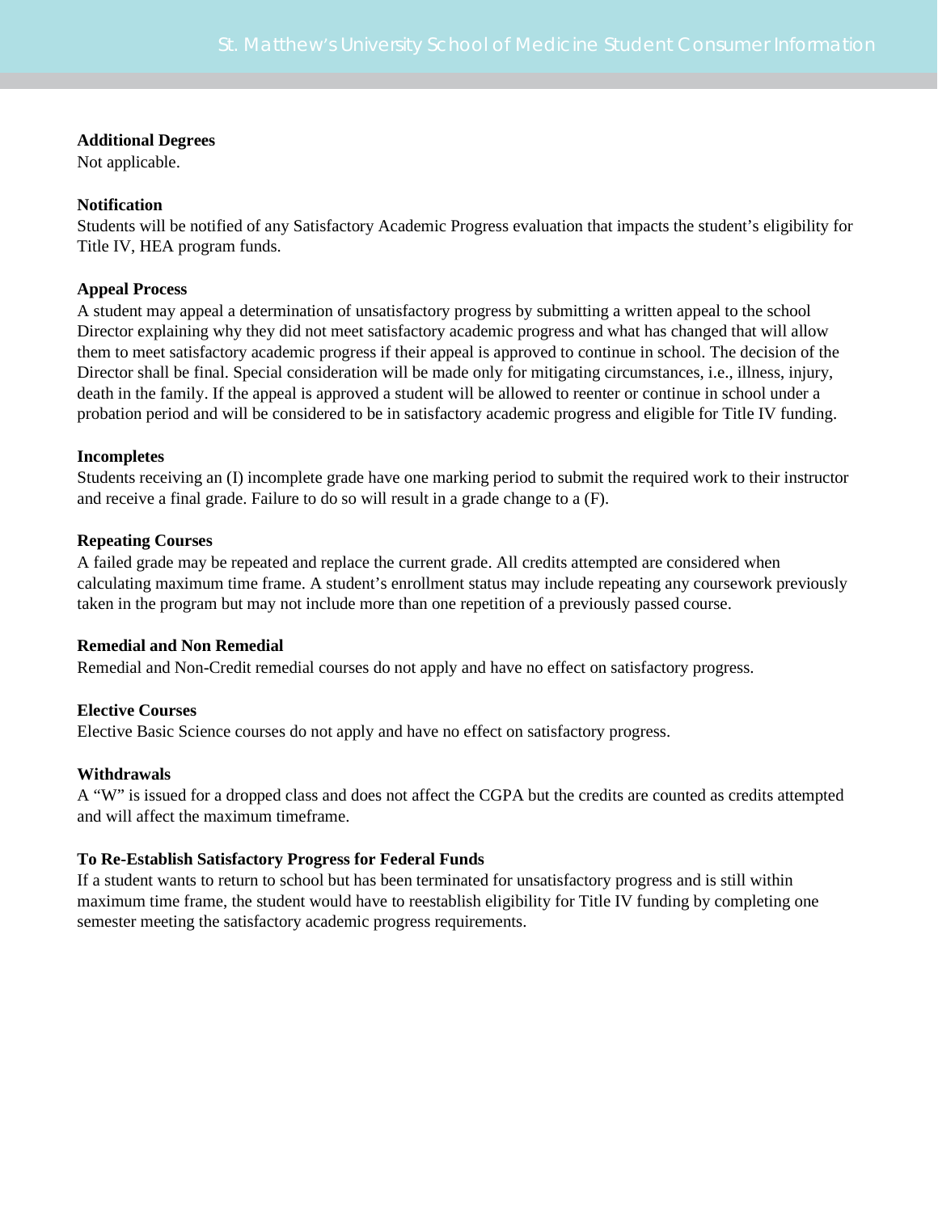**Additional Degrees**
Not applicable.

**Notification**
Students will be notified of any Satisfactory Academic Progress evaluation that impacts the student's eligibility for Title IV, HEA program funds.

**Appeal Process**
A student may appeal a determination of unsatisfactory progress by submitting a written appeal to the school Director explaining why they did not meet satisfactory academic progress and what has changed that will allow them to meet satisfactory academic progress if their appeal is approved to continue in school. The decision of the Director shall be final. Special consideration will be made only for mitigating circumstances, i.e., illness, injury, death in the family. If the appeal is approved a student will be allowed to reenter or continue in school under a probation period and will be considered to be in satisfactory academic progress and eligible for Title IV funding.

**Incompletes**
Students receiving an (I) incomplete grade have one marking period to submit the required work to their instructor and receive a final grade. Failure to do so will result in a grade change to a (F).

**Repeating Courses**
A failed grade may be repeated and replace the current grade. All credits attempted are considered when calculating maximum time frame. A student's enrollment status may include repeating any coursework previously taken in the program but may not include more than one repetition of a previously passed course.

**Remedial and Non Remedial**
Remedial and Non-Credit remedial courses do not apply and have no effect on satisfactory progress.

**Elective Courses**
Elective Basic Science courses do not apply and have no effect on satisfactory progress.

**Withdrawals**
A "W" is issued for a dropped class and does not affect the CGPA but the credits are counted as credits attempted and will affect the maximum timeframe.

**To Re-Establish Satisfactory Progress for Federal Funds**
If a student wants to return to school but has been terminated for unsatisfactory progress and is still within maximum time frame, the student would have to reestablish eligibility for Title IV funding by completing one semester meeting the satisfactory academic progress requirements.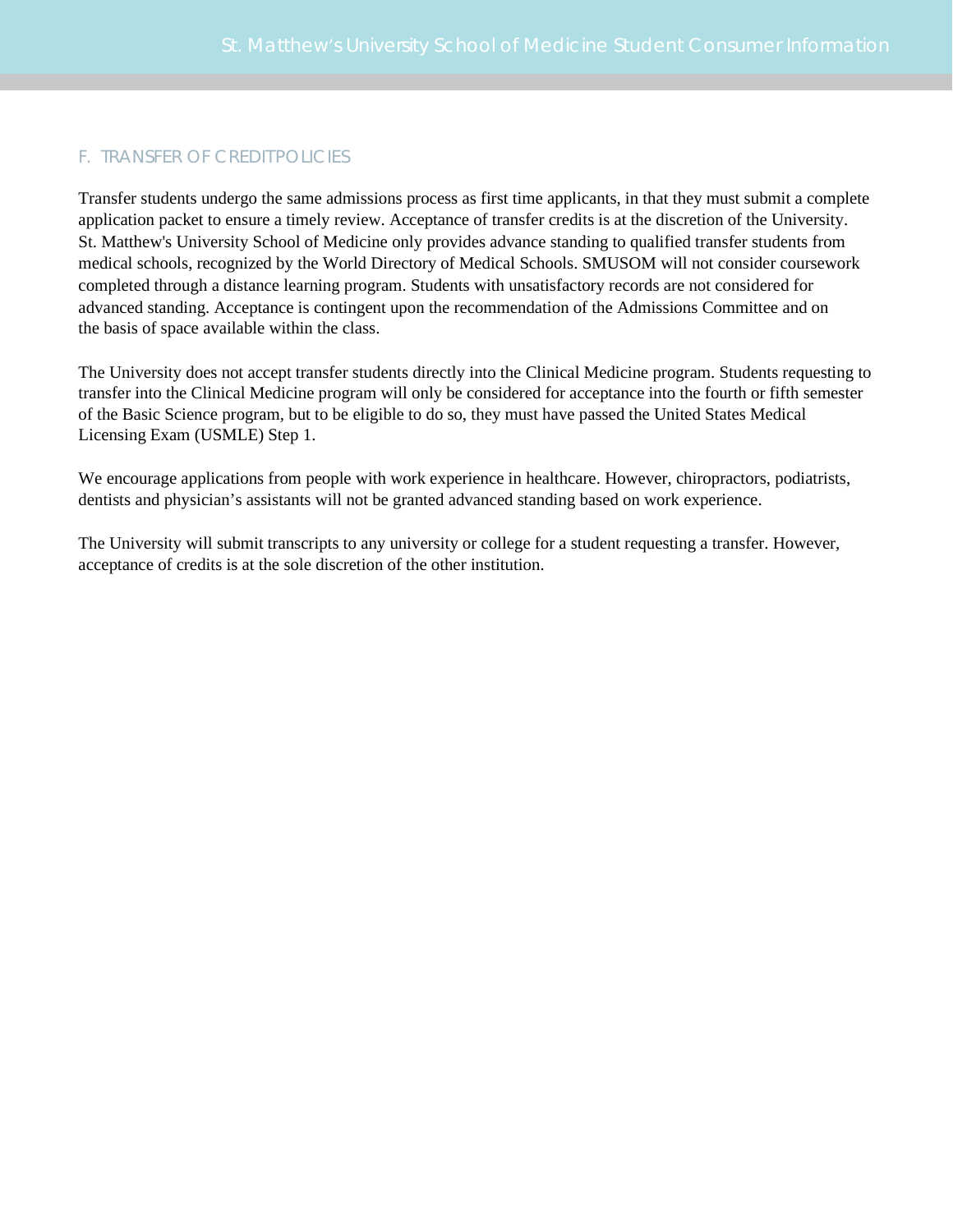## F. TRANSFER OF CREDITPOLICIES

Transfer students undergo the same admissions process as first time applicants, in that they must submit a complete application packet to ensure a timely review. Acceptance of transfer credits is at the discretion of the University. St. Matthew's University School of Medicine only provides advance standing to qualified transfer students from medical schools, recognized by the World Directory of Medical Schools. SMUSOM will not consider coursework completed through a distance learning program. Students with unsatisfactory records are not considered for advanced standing. Acceptance is contingent upon the recommendation of the Admissions Committee and on the basis of space available within the class.

The University does not accept transfer students directly into the Clinical Medicine program. Students requesting to transfer into the Clinical Medicine program will only be considered for acceptance into the fourth or fifth semester of the Basic Science program, but to be eligible to do so, they must have passed the United States Medical Licensing Exam (USMLE) Step 1.

We encourage applications from people with work experience in healthcare. However, chiropractors, podiatrists, dentists and physician's assistants will not be granted advanced standing based on work experience.

The University will submit transcripts to any university or college for a student requesting a transfer. However, acceptance of credits is at the sole discretion of the other institution.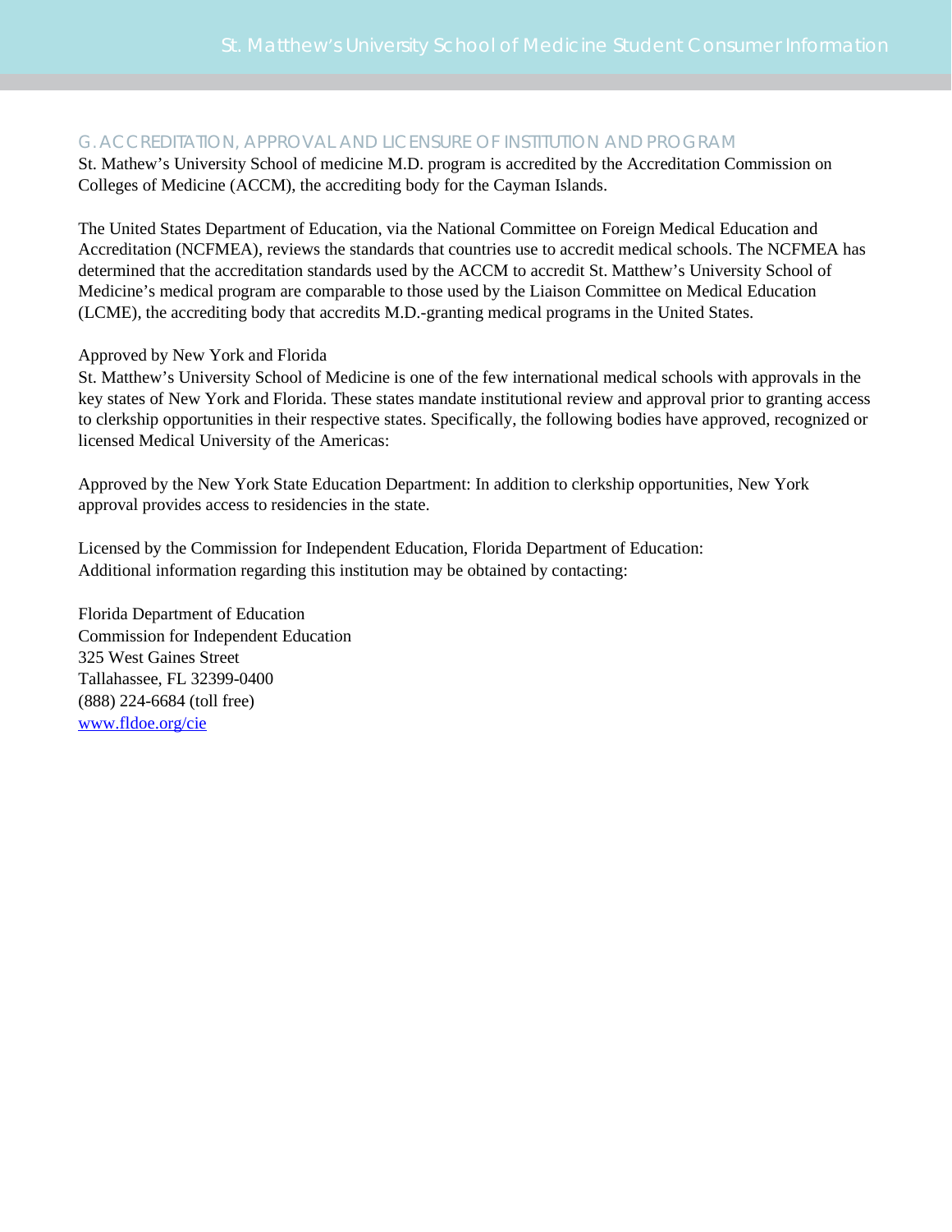## G. ACCREDITATION, APPROVAL AND LICENSURE OF INSTITUTION AND PROGRAM

St. Mathew's University School of medicine M.D. program is accredited by the Accreditation Commission on Colleges of Medicine (ACCM), the accrediting body for the Cayman Islands.

The United States Department of Education, via the National Committee on Foreign Medical Education and Accreditation (NCFMEA), reviews the standards that countries use to accredit medical schools. The NCFMEA has determined that the accreditation standards used by the ACCM to accredit St. Matthew's University School of Medicine's medical program are comparable to those used by the Liaison Committee on Medical Education (LCME), the accrediting body that accredits M.D.-granting medical programs in the United States.

Approved by New York and Florida
St. Matthew's University School of Medicine is one of the few international medical schools with approvals in the key states of New York and Florida. These states mandate institutional review and approval prior to granting access to clerkship opportunities in their respective states. Specifically, the following bodies have approved, recognized or licensed Medical University of the Americas:

Approved by the New York State Education Department: In addition to clerkship opportunities, New York approval provides access to residencies in the state.

Licensed by the Commission for Independent Education, Florida Department of Education:
Additional information regarding this institution may be obtained by contacting:

Florida Department of Education
Commission for Independent Education
325 West Gaines Street
Tallahassee, FL 32399-0400
(888) 224-6684 (toll free)
[www.fldoe.org/cie](http://www.fldoe.org/cie)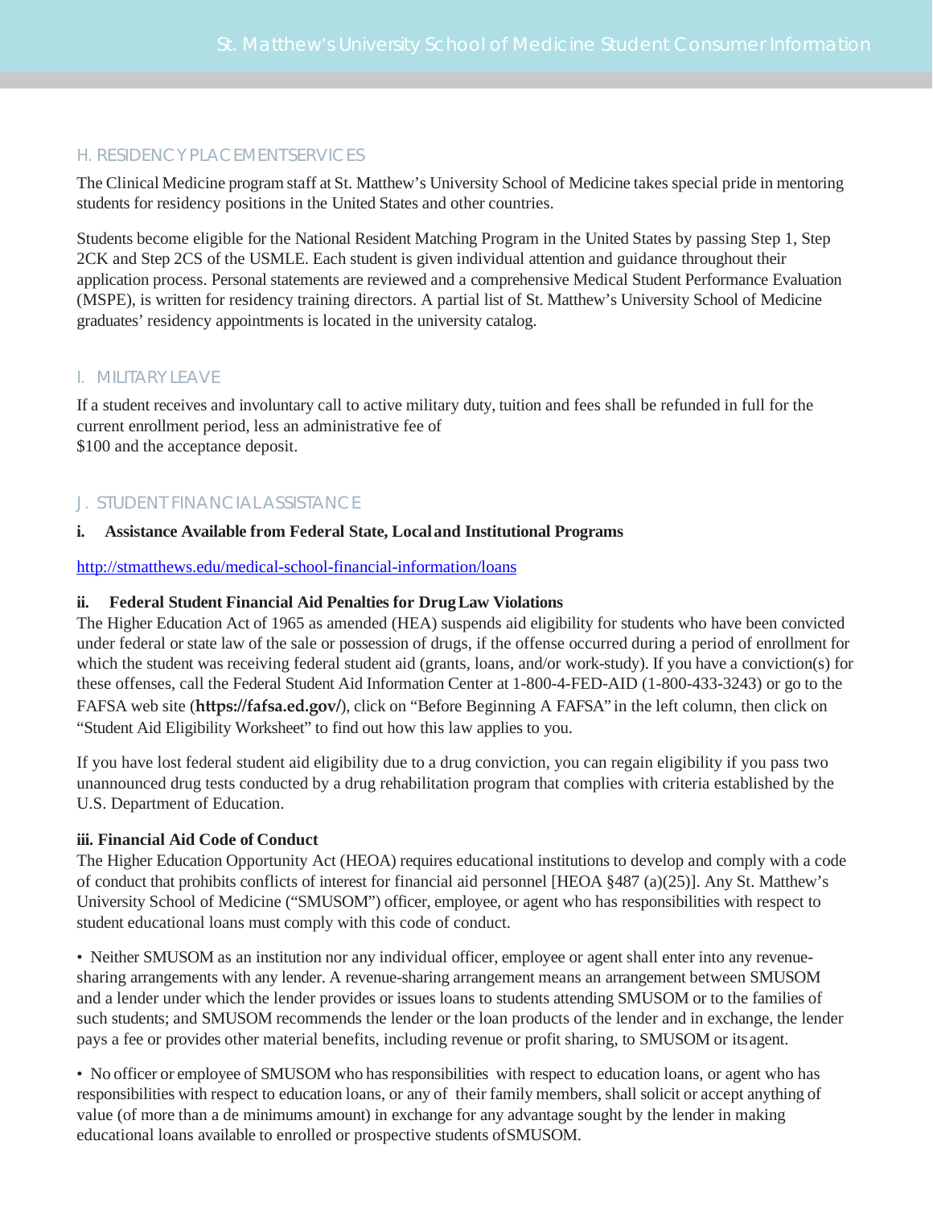## H. RESIDENCY PLACEMENT SERVICES

The Clinical Medicine program staff at St. Matthew's University School of Medicine takes special pride in mentoring students for residency positions in the United States and other countries.

Students become eligible for the National Resident Matching Program in the United States by passing Step 1, Step 2CK and Step 2CS of the USMLE. Each student is given individual attention and guidance throughout their application process. Personal statements are reviewed and a comprehensive Medical Student Performance Evaluation (MSPE), is written for residency training directors. A partial list of St. Matthew's University School of Medicine graduates' residency appointments is located in the university catalog.

## I. MILITARY LEAVE

If a student receives and involuntary call to active military duty, tuition and fees shall be refunded in full for the current enrollment period, less an administrative fee of $100 and the acceptance deposit.

## J. STUDENT FINANCIAL ASSISTANCE

**i. Assistance Available from Federal State, Local and Institutional Programs**

http://stmatthews.edu/medical-school-financial-information/loans

**ii. Federal Student Financial Aid Penalties for Drug Law Violations**

The Higher Education Act of 1965 as amended (HEA) suspends aid eligibility for students who have been convicted under federal or state law of the sale or possession of drugs, if the offense occurred during a period of enrollment for which the student was receiving federal student aid (grants, loans, and/or work-study). If you have a conviction(s) for these offenses, call the Federal Student Aid Information Center at 1-800-4-FED-AID (1-800-433-3243) or go to the FAFSA web site (**https://fafsa.ed.gov/**), click on "Before Beginning A FAFSA" in the left column, then click on "Student Aid Eligibility Worksheet" to find out how this law applies to you.

If you have lost federal student aid eligibility due to a drug conviction, you can regain eligibility if you pass two unannounced drug tests conducted by a drug rehabilitation program that complies with criteria established by the U.S. Department of Education.

**iii. Financial Aid Code of Conduct**

The Higher Education Opportunity Act (HEOA) requires educational institutions to develop and comply with a code of conduct that prohibits conflicts of interest for financial aid personnel [HEOA §487 (a)(25)]. Any St. Matthew's University School of Medicine ("SMUSOM") officer, employee, or agent who has responsibilities with respect to student educational loans must comply with this code of conduct.

- Neither SMUSOM as an institution nor any individual officer, employee or agent shall enter into any revenue-sharing arrangements with any lender. A revenue-sharing arrangement means an arrangement between SMUSOM and a lender under which the lender provides or issues loans to students attending SMUSOM or to the families of such students; and SMUSOM recommends the lender or the loan products of the lender and in exchange, the lender pays a fee or provides other material benefits, including revenue or profit sharing, to SMUSOM or its agent.

- No officer or employee of SMUSOM who has responsibilities with respect to education loans, or agent who has responsibilities with respect to education loans, or any of their family members, shall solicit or accept anything of value (of more than a de minimums amount) in exchange for any advantage sought by the lender in making educational loans available to enrolled or prospective students of SMUSOM.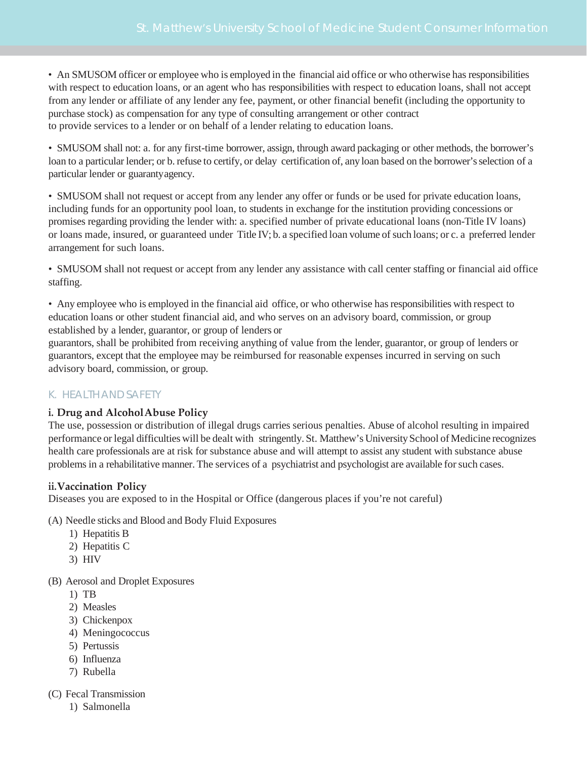• An SMUSOM officer or employee who is employed in the financial aid office or who otherwise has responsibilities with respect to education loans, or an agent who has responsibilities with respect to education loans, shall not accept from any lender or affiliate of any lender any fee, payment, or other financial benefit (including the opportunity to purchase stock) as compensation for any type of consulting arrangement or other contract to provide services to a lender or on behalf of a lender relating to education loans.

• SMUSOM shall not: a. for any first-time borrower, assign, through award packaging or other methods, the borrower's loan to a particular lender; or b. refuse to certify, or delay certification of, any loan based on the borrower's selection of a particular lender or guaranty agency.

• SMUSOM shall not request or accept from any lender any offer or funds or be used for private education loans, including funds for an opportunity pool loan, to students in exchange for the institution providing concessions or promises regarding providing the lender with: a. specified number of private educational loans (non-Title IV loans) or loans made, insured, or guaranteed under Title IV; b. a specified loan volume of such loans; or c. a preferred lender arrangement for such loans.

• SMUSOM shall not request or accept from any lender any assistance with call center staffing or financial aid office staffing.

• Any employee who is employed in the financial aid office, or who otherwise has responsibilities with respect to education loans or other student financial aid, and who serves on an advisory board, commission, or group established by a lender, guarantor, or group of lenders or guarantors, shall be prohibited from receiving anything of value from the lender, guarantor, or group of lenders or guarantors, except that the employee may be reimbursed for reasonable expenses incurred in serving on such advisory board, commission, or group.

## K. HEALTH AND SAFETY

### i. Drug and Alcohol Abuse Policy

The use, possession or distribution of illegal drugs carries serious penalties. Abuse of alcohol resulting in impaired performance or legal difficulties will be dealt with stringently. St. Matthew's University School of Medicine recognizes health care professionals are at risk for substance abuse and will attempt to assist any student with substance abuse problems in a rehabilitative manner. The services of a psychiatrist and psychologist are available for such cases.

### ii. Vaccination Policy

Diseases you are exposed to in the Hospital or Office (dangerous places if you're not careful)

(A) Needle sticks and Blood and Body Fluid Exposures

1) Hepatitis B
2) Hepatitis C
3) HIV

(B) Aerosol and Droplet Exposures

1) TB
2) Measles
3) Chickenpox
4) Meningococcus
5) Pertussis
6) Influenza
7) Rubella

(C) Fecal Transmission

1) Salmonella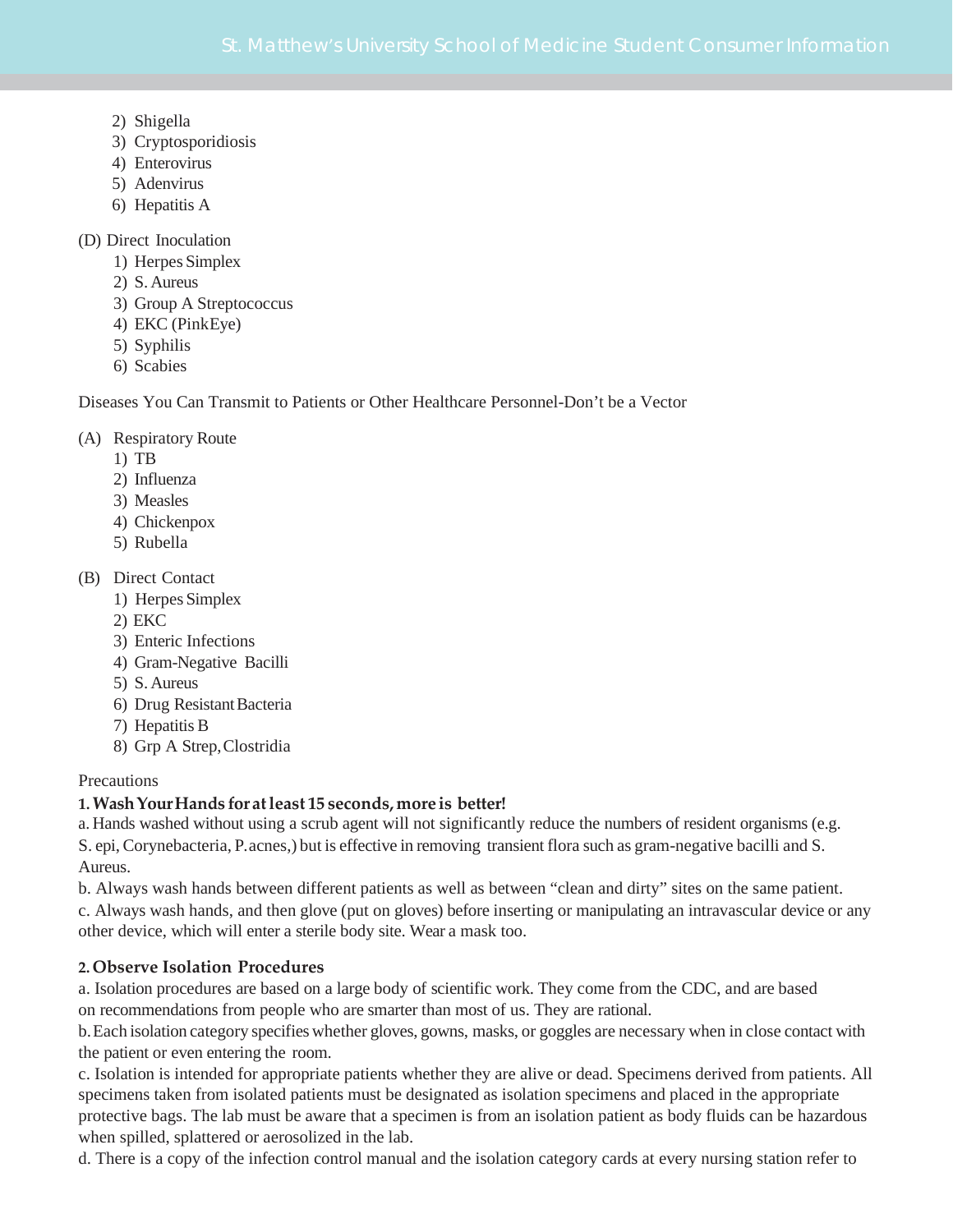2) Shigella
3) Cryptosporidiosis
4) Enterovirus
5) Adenvirus
6) Hepatitis A

(D) Direct Inoculation
1) Herpes Simplex
2) S. Aureus
3) Group A Streptococcus
4) EKC (PinkEye)
5) Syphilis
6) Scabies

Diseases You Can Transmit to Patients or Other Healthcare Personnel-Don't be a Vector

(A) Respiratory Route
1) TB
2) Influenza
3) Measles
4) Chickenpox
5) Rubella

(B) Direct Contact
1) Herpes Simplex
2) EKC
3) Enteric Infections
4) Gram-Negative Bacilli
5) S. Aureus
6) Drug Resistant Bacteria
7) Hepatitis B
8) Grp A Strep, Clostridia

Precautions

**1. Wash Your Hands for at least 15 seconds, more is better!**

a. Hands washed without using a scrub agent will not significantly reduce the numbers of resident organisms (e.g. S. epi, Corynebacteria, P. acnes,) but is effective in removing transient flora such as gram-negative bacilli and S. Aureus.

b. Always wash hands between different patients as well as between "clean and dirty" sites on the same patient.

c. Always wash hands, and then glove (put on gloves) before inserting or manipulating an intravascular device or any other device, which will enter a sterile body site. Wear a mask too.

**2. Observe Isolation Procedures**

a. Isolation procedures are based on a large body of scientific work. They come from the CDC, and are based on recommendations from people who are smarter than most of us. They are rational.

b. Each isolation category specifies whether gloves, gowns, masks, or goggles are necessary when in close contact with the patient or even entering the room.

c. Isolation is intended for appropriate patients whether they are alive or dead. Specimens derived from patients. All specimens taken from isolated patients must be designated as isolation specimens and placed in the appropriate protective bags. The lab must be aware that a specimen is from an isolation patient as body fluids can be hazardous when spilled, splattered or aerosolized in the lab.

d. There is a copy of the infection control manual and the isolation category cards at every nursing station refer to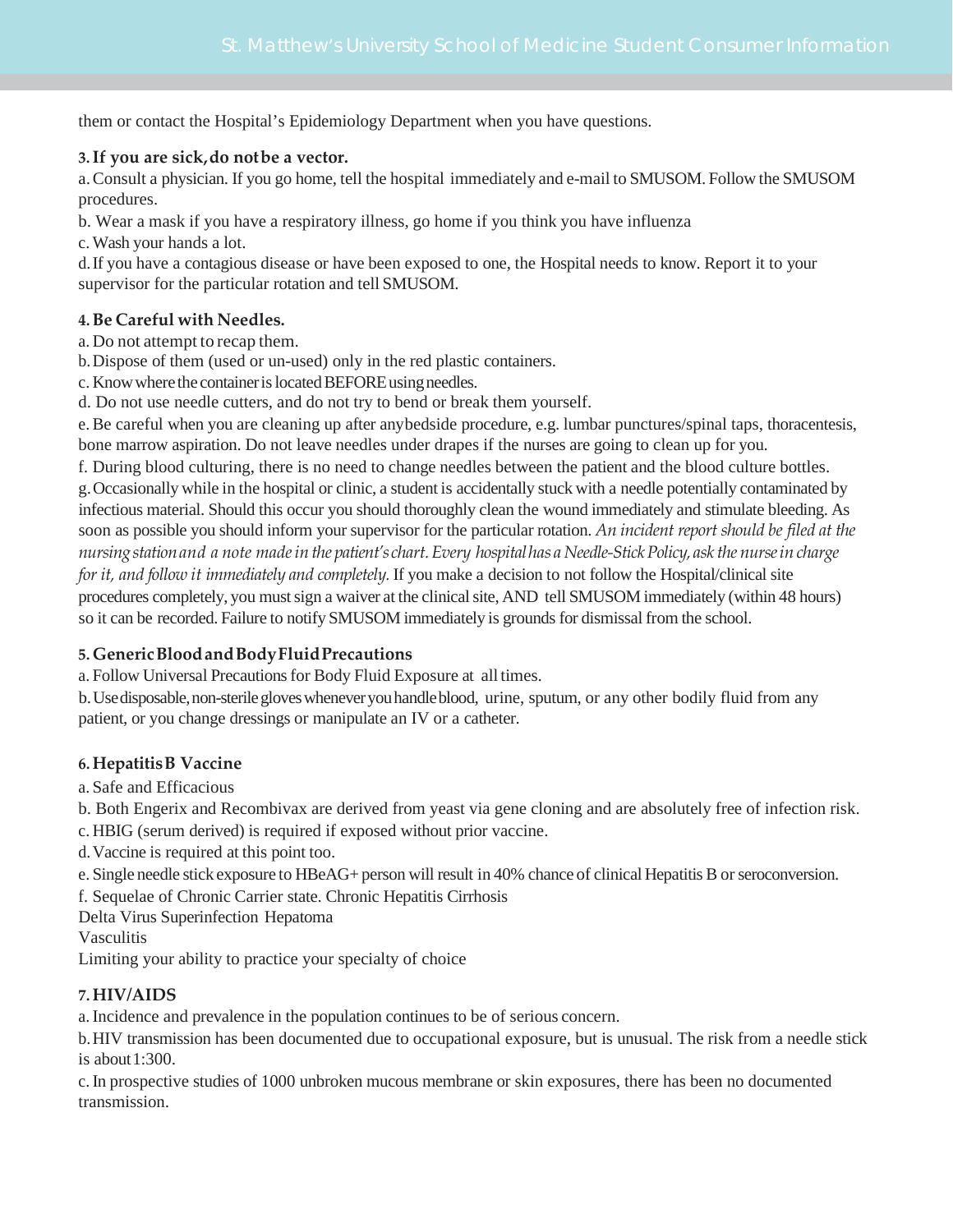them or contact the Hospital's Epidemiology Department when you have questions.

**3. If you are sick, do not be a vector.**

a. Consult a physician. If you go home, tell the hospital immediately and e-mail to SMUSOM. Follow the SMUSOM procedures.

b. Wear a mask if you have a respiratory illness, go home if you think you have influenza

c. Wash your hands a lot.

d. If you have a contagious disease or have been exposed to one, the Hospital needs to know. Report it to your supervisor for the particular rotation and tell SMUSOM.

**4. Be Careful with Needles.**

a. Do not attempt to recap them.

b. Dispose of them (used or un-used) only in the red plastic containers.

c. Know where the container is located BEFORE using needles.

d. Do not use needle cutters, and do not try to bend or break them yourself.

e. Be careful when you are cleaning up after anybedside procedure, e.g. lumbar punctures/spinal taps, thoracentesis, bone marrow aspiration. Do not leave needles under drapes if the nurses are going to clean up for you.

f. During blood culturing, there is no need to change needles between the patient and the blood culture bottles.

g. Occasionally while in the hospital or clinic, a student is accidentally stuck with a needle potentially contaminated by infectious material. Should this occur you should thoroughly clean the wound immediately and stimulate bleeding. As soon as possible you should inform your supervisor for the particular rotation. *An incident report should be filed at the nursing station and a note made in the patient's chart. Every hospital has a Needle-Stick Policy, ask the nurse in charge for it, and follow it immediately and completely.* If you make a decision to not follow the Hospital/clinical site procedures completely, you must sign a waiver at the clinical site, AND tell SMUSOM immediately (within 48 hours) so it can be recorded. Failure to notify SMUSOM immediately is grounds for dismissal from the school.

**5. Generic Blood and Body Fluid Precautions**

a. Follow Universal Precautions for Body Fluid Exposure at all times.

b. Use disposable, non-sterile gloves whenever you handle blood, urine, sputum, or any other bodily fluid from any patient, or you change dressings or manipulate an IV or a catheter.

**6. Hepatitis B Vaccine**

a. Safe and Efficacious

b. Both Engerix and Recombivax are derived from yeast via gene cloning and are absolutely free of infection risk.

c. HBIG (serum derived) is required if exposed without prior vaccine.

d. Vaccine is required at this point too.

e. Single needle stick exposure to HBeAG+ person will result in 40% chance of clinical Hepatitis B or seroconversion.

f. Sequelae of Chronic Carrier state. Chronic Hepatitis Cirrhosis

Delta Virus Superinfection Hepatoma

Vasculitis

Limiting your ability to practice your specialty of choice

**7. HIV/AIDS**

a. Incidence and prevalence in the population continues to be of serious concern.

b. HIV transmission has been documented due to occupational exposure, but is unusual. The risk from a needle stick is about 1:300.

c. In prospective studies of 1000 unbroken mucous membrane or skin exposures, there has been no documented transmission.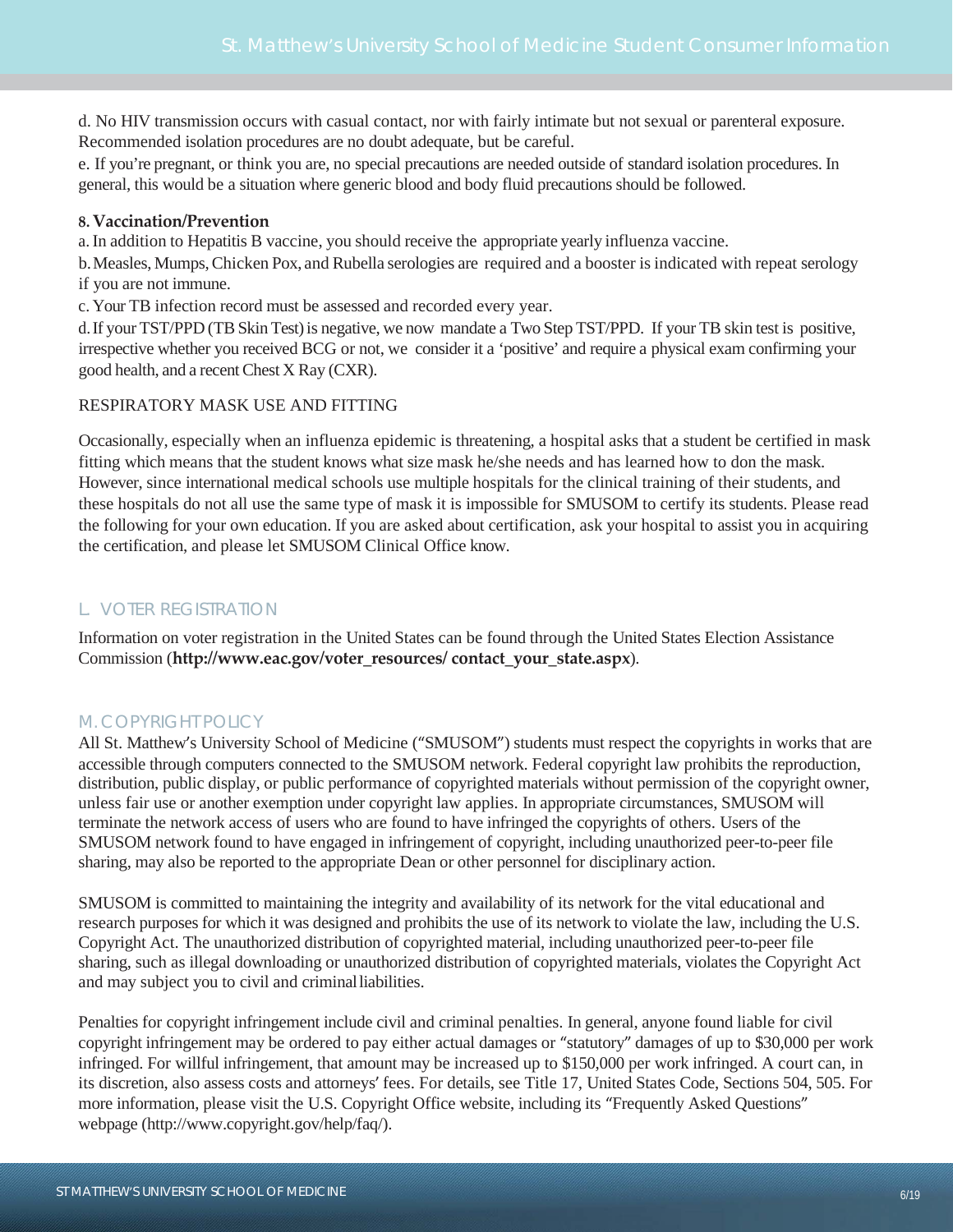d. No HIV transmission occurs with casual contact, nor with fairly intimate but not sexual or parenteral exposure. Recommended isolation procedures are no doubt adequate, but be careful.

e. If you're pregnant, or think you are, no special precautions are needed outside of standard isolation procedures. In general, this would be a situation where generic blood and body fluid precautions should be followed.

**8. Vaccination/Prevention**

a. In addition to Hepatitis B vaccine, you should receive the appropriate yearly influenza vaccine.

b. Measles, Mumps, Chicken Pox, and Rubella serologies are required and a booster is indicated with repeat serology if you are not immune.

c. Your TB infection record must be assessed and recorded every year.

d. If your TST/PPD (TB Skin Test) is negative, we now mandate a Two Step TST/PPD. If your TB skin test is positive, irrespective whether you received BCG or not, we consider it a 'positive' and require a physical exam confirming your good health, and a recent Chest X Ray (CXR).

RESPIRATORY MASK USE AND FITTING

Occasionally, especially when an influenza epidemic is threatening, a hospital asks that a student be certified in mask fitting which means that the student knows what size mask he/she needs and has learned how to don the mask. However, since international medical schools use multiple hospitals for the clinical training of their students, and these hospitals do not all use the same type of mask it is impossible for SMUSOM to certify its students. Please read the following for your own education. If you are asked about certification, ask your hospital to assist you in acquiring the certification, and please let SMUSOM Clinical Office know.

## L. VOTER REGISTRATION

Information on voter registration in the United States can be found through the United States Election Assistance Commission (**http://www.eac.gov/voter_resources/ contact_your_state.aspx**).

## M. COPYRIGHT POLICY

All St. Matthew's University School of Medicine ("SMUSOM") students must respect the copyrights in works that are accessible through computers connected to the SMUSOM network. Federal copyright law prohibits the reproduction, distribution, public display, or public performance of copyrighted materials without permission of the copyright owner, unless fair use or another exemption under copyright law applies. In appropriate circumstances, SMUSOM will terminate the network access of users who are found to have infringed the copyrights of others. Users of the SMUSOM network found to have engaged in infringement of copyright, including unauthorized peer-to-peer file sharing, may also be reported to the appropriate Dean or other personnel for disciplinary action.

SMUSOM is committed to maintaining the integrity and availability of its network for the vital educational and research purposes for which it was designed and prohibits the use of its network to violate the law, including the U.S. Copyright Act. The unauthorized distribution of copyrighted material, including unauthorized peer-to-peer file sharing, such as illegal downloading or unauthorized distribution of copyrighted materials, violates the Copyright Act and may subject you to civil and criminal liabilities.

Penalties for copyright infringement include civil and criminal penalties. In general, anyone found liable for civil copyright infringement may be ordered to pay either actual damages or "statutory" damages of up to $30,000 per work infringed. For willful infringement, that amount may be increased up to $150,000 per work infringed. A court can, in its discretion, also assess costs and attorneys' fees. For details, see Title 17, United States Code, Sections 504, 505. For more information, please visit the U.S. Copyright Office website, including its "Frequently Asked Questions" webpage (http://www.copyright.gov/help/faq/).